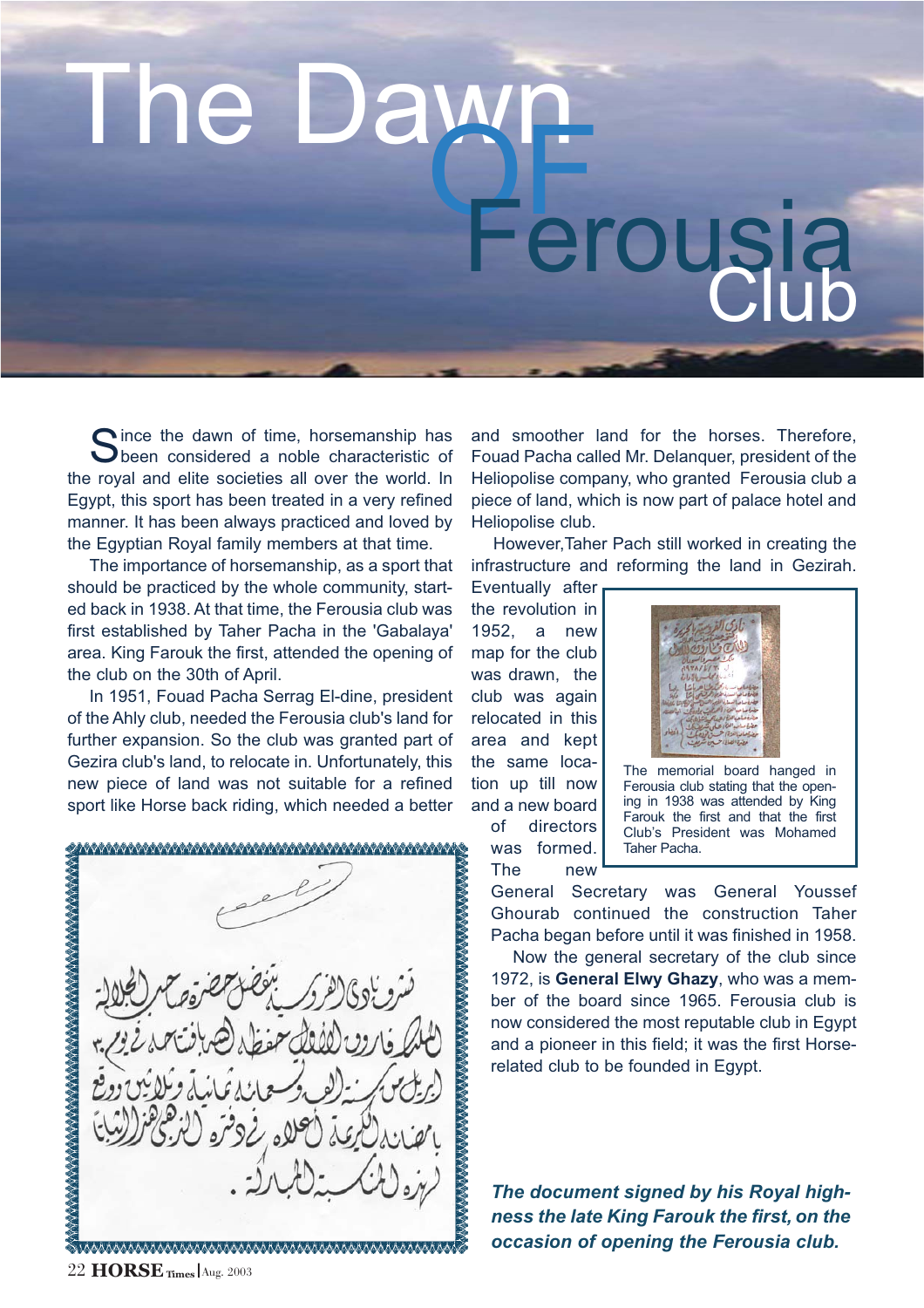# The Dawn OF Ferousia Club

Since the dawn of time, horsemanship has been considered a noble characteristic of the royal and elite societies all over the world. In Egypt, this sport has been treated in a very refined manner. It has been always practiced and loved by the Egyptian Royal family members at that time.

The importance of horsemanship, as a sport that should be practiced by the whole community, started back in 1938. At that time, the Ferousia club was first established by Taher Pacha in the 'Gabalaya' area. King Farouk the first, attended the opening of the club on the 30th of April.

In 1951, Fouad Pacha Serrag El-dine, president of the Ahly club, needed the Ferousia club's land for further expansion. So the club was granted part of Gezira club's land, to relocate in. Unfortunately, this new piece of land was not suitable for a refined sport like Horse back riding, which needed a better and smoother land for the horses. Therefore, Fouad Pacha called Mr. Delanquer, president of the Heliopolise company, who granted Ferousia club a piece of land, which is now part of palace hotel and Heliopolise club.

However,Taher Pach still worked in creating the infrastructure and reforming the land in Gezirah. Eventually after the revolution in 1952, a new map for the club was drawn, the club was again relocated in this area and kept the same location up till now and a new board of directors was formed. The new General Secretary was General Youssef Ghourab continued the construction Taher Pacha began before until it was finished in 1958.

Now the general secretary of the club since 1972, is **General Elwy Ghazy**, who was a member of the board since 1965. Ferousia club is now considered the most reputable club in Egypt and a pioneer in this field; it was the first Horse-related club to be founded in Egypt.

The memorial board hanged in Ferousia club stating that the opening in 1938 was attended by King Farouk the first and that the first Club's President was Mohamed Taher Pacha.

تشرف نادي الفروسية بتفضل حضرة صاحب الجلالة الملك فاروق الأول حفظه الله بافتتاحه في يوم ٣٠ ابريل من سنة ألف وتسعمائة ثمانية وثلاثين ووقع بامضائه الكريمة أعلاه في دفتره الذهبي هذا اثباتاً لهذه المناسبة المباركة.

***The document signed by his Royal highness the late King Farouk the first, on the occasion of opening the Ferousia club.***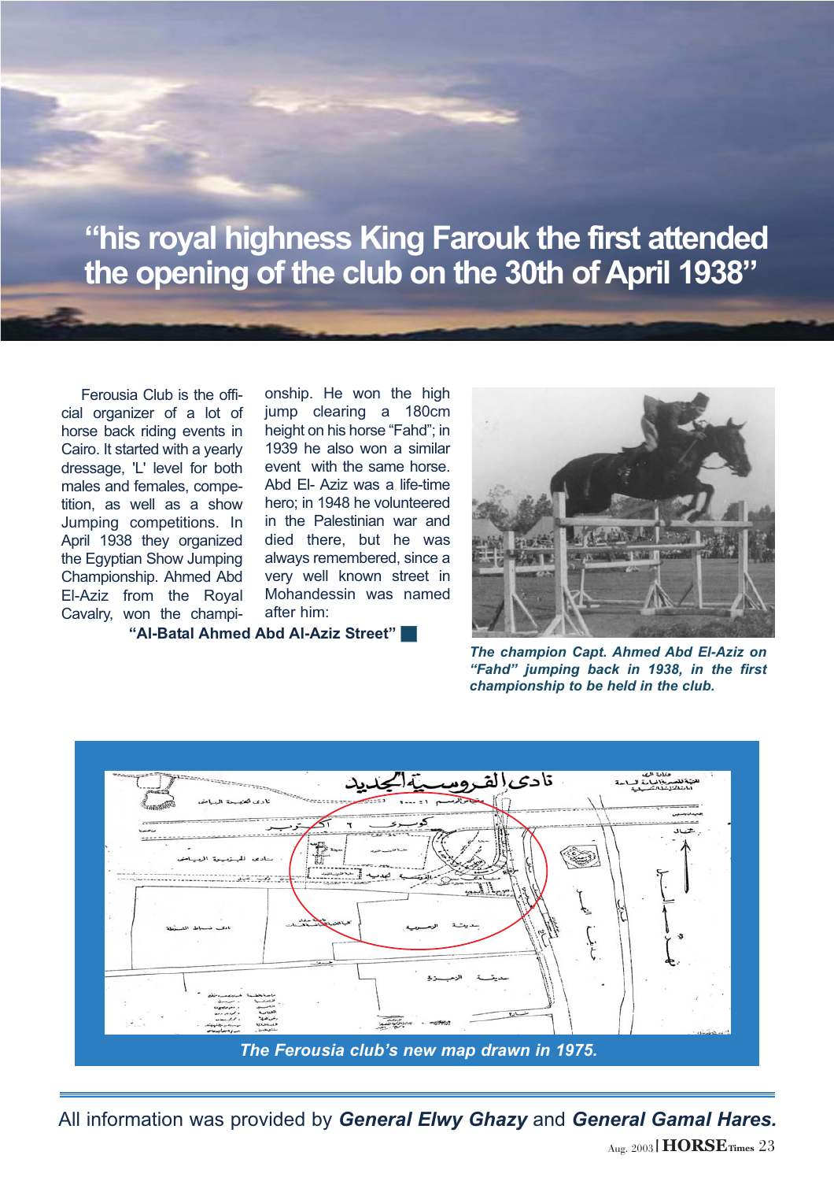# "his royal highness King Farouk the first attended the opening of the club on the 30th of April 1938"

Ferousia Club is the official organizer of a lot of horse back riding events in Cairo. It started with a yearly dressage, 'L' level for both males and females, competition, as well as a show Jumping competitions. In April 1938 they organized the Egyptian Show Jumping Championship. Ahmed Abd El-Aziz from the Royal Cavalry, won the championship. He won the high jump clearing a 180cm height on his horse "Fahd"; in 1939 he also won a similar event with the same horse. Abd El- Aziz was a life-time hero; in 1948 he volunteered in the Palestinian war and died there, but he was always remembered, since a very well known street in Mohandessin was named after him:

**"Al-Batal Ahmed Abd Al-Aziz Street"**

*The champion Capt. Ahmed Abd El-Aziz on "Fahd" jumping back in 1938, in the first championship to be held in the club.*

*The Ferousia club's new map drawn in 1975.*

All information was provided by ***General Elwy Ghazy*** and ***General Gamal Hares.***